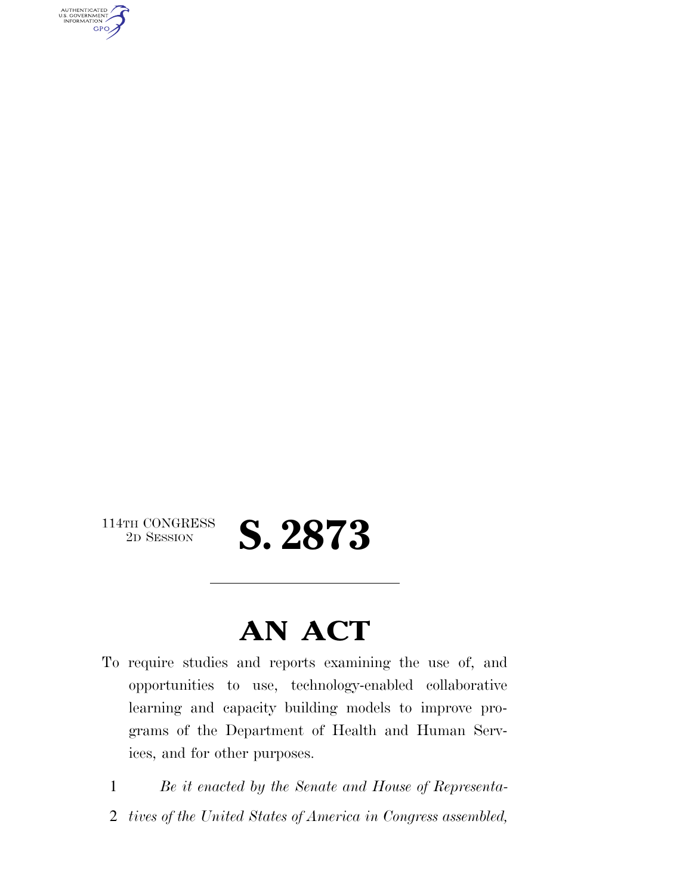114TH CONGRESS
2D SESSION

# S. 2873

---

# AN ACT

To require studies and reports examining the use of, and opportunities to use, technology-enabled collaborative learning and capacity building models to improve programs of the Department of Health and Human Services, and for other purposes.

1 *Be it enacted by the Senate and House of Representa-*
2 *tives of the United States of America in Congress assembled,*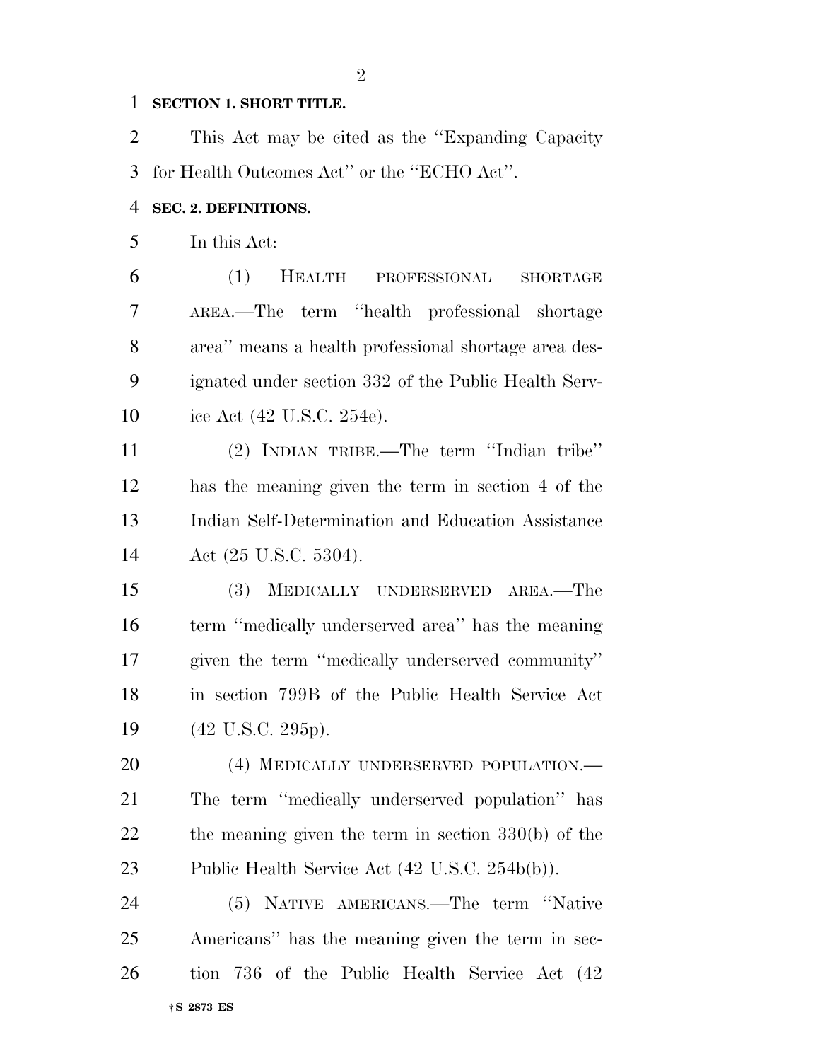**SECTION 1. SHORT TITLE.**

This Act may be cited as the ''Expanding Capacity for Health Outcomes Act'' or the ''ECHO Act''.

**SEC. 2. DEFINITIONS.**

In this Act:

(1) HEALTH PROFESSIONAL SHORTAGE AREA.—The term ''health professional shortage area'' means a health professional shortage area designated under section 332 of the Public Health Service Act (42 U.S.C. 254e).

(2) INDIAN TRIBE.—The term ''Indian tribe'' has the meaning given the term in section 4 of the Indian Self-Determination and Education Assistance Act (25 U.S.C. 5304).

(3) MEDICALLY UNDERSERVED AREA.—The term ''medically underserved area'' has the meaning given the term ''medically underserved community'' in section 799B of the Public Health Service Act (42 U.S.C. 295p).

(4) MEDICALLY UNDERSERVED POPULATION.—The term ''medically underserved population'' has the meaning given the term in section 330(b) of the Public Health Service Act (42 U.S.C. 254b(b)).

(5) NATIVE AMERICANS.—The term ''Native Americans'' has the meaning given the term in section 736 of the Public Health Service Act (42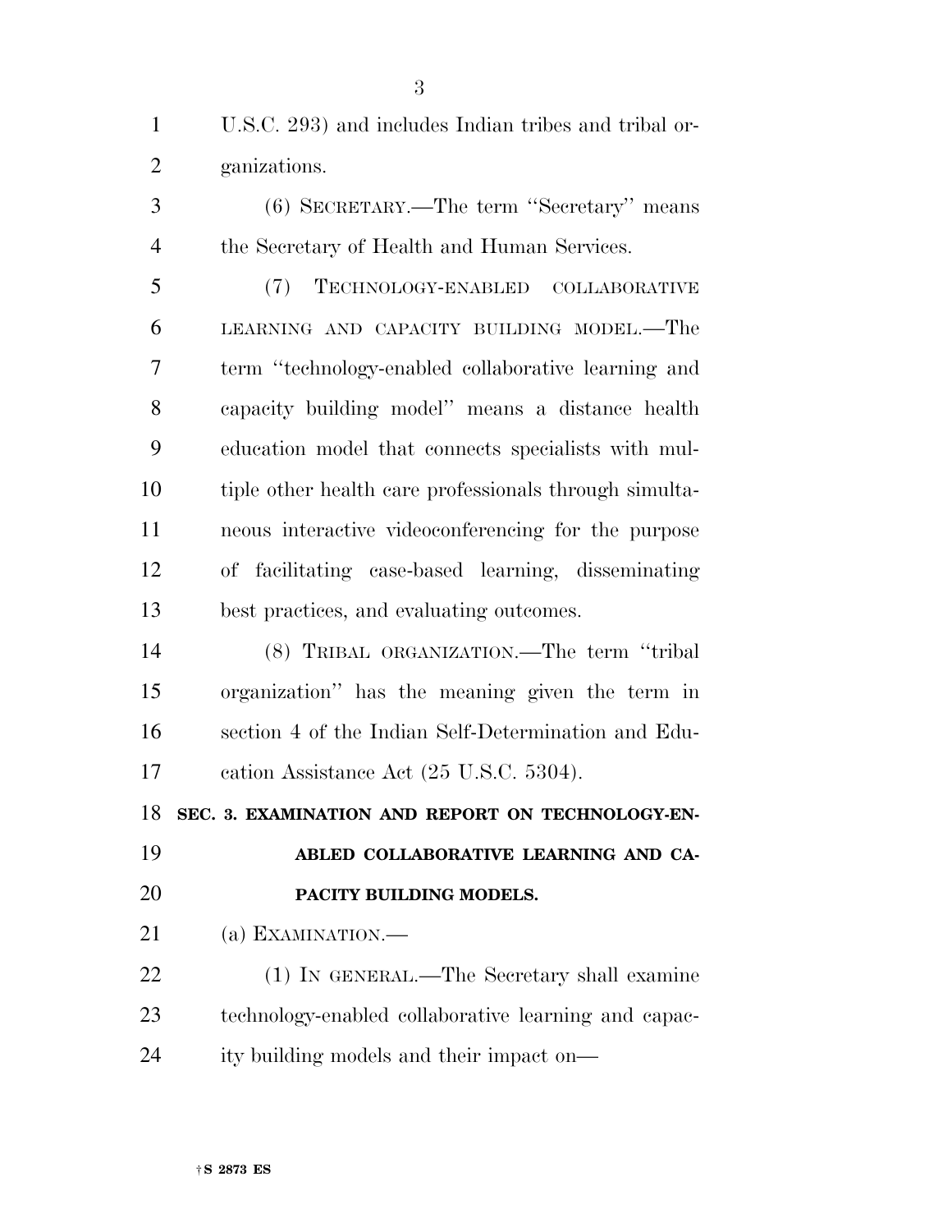U.S.C. 293) and includes Indian tribes and tribal organizations.

(6) SECRETARY.—The term "Secretary" means the Secretary of Health and Human Services.

(7) TECHNOLOGY-ENABLED COLLABORATIVE LEARNING AND CAPACITY BUILDING MODEL.—The term "technology-enabled collaborative learning and capacity building model" means a distance health education model that connects specialists with multiple other health care professionals through simultaneous interactive videoconferencing for the purpose of facilitating case-based learning, disseminating best practices, and evaluating outcomes.

(8) TRIBAL ORGANIZATION.—The term "tribal organization" has the meaning given the term in section 4 of the Indian Self-Determination and Education Assistance Act (25 U.S.C. 5304).

## SEC. 3. EXAMINATION AND REPORT ON TECHNOLOGY-ENABLED COLLABORATIVE LEARNING AND CAPACITY BUILDING MODELS.

(a) EXAMINATION.—

(1) IN GENERAL.—The Secretary shall examine technology-enabled collaborative learning and capacity building models and their impact on—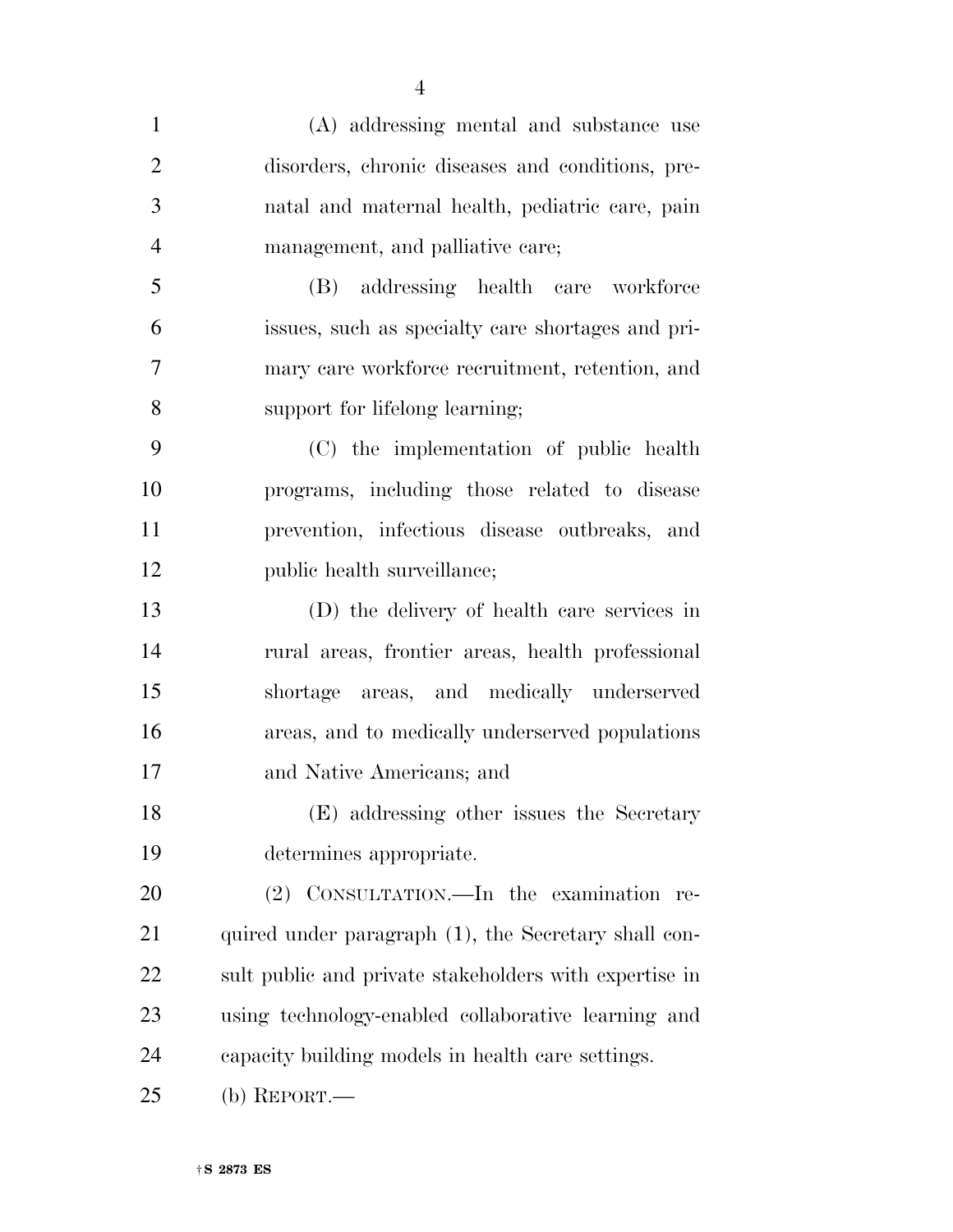(A) addressing mental and substance use disorders, chronic diseases and conditions, prenatal and maternal health, pediatric care, pain management, and palliative care;

(B) addressing health care workforce issues, such as specialty care shortages and primary care workforce recruitment, retention, and support for lifelong learning;

(C) the implementation of public health programs, including those related to disease prevention, infectious disease outbreaks, and public health surveillance;

(D) the delivery of health care services in rural areas, frontier areas, health professional shortage areas, and medically underserved areas, and to medically underserved populations and Native Americans; and

(E) addressing other issues the Secretary determines appropriate.

(2) CONSULTATION.—In the examination required under paragraph (1), the Secretary shall consult public and private stakeholders with expertise in using technology-enabled collaborative learning and capacity building models in health care settings.

(b) REPORT.—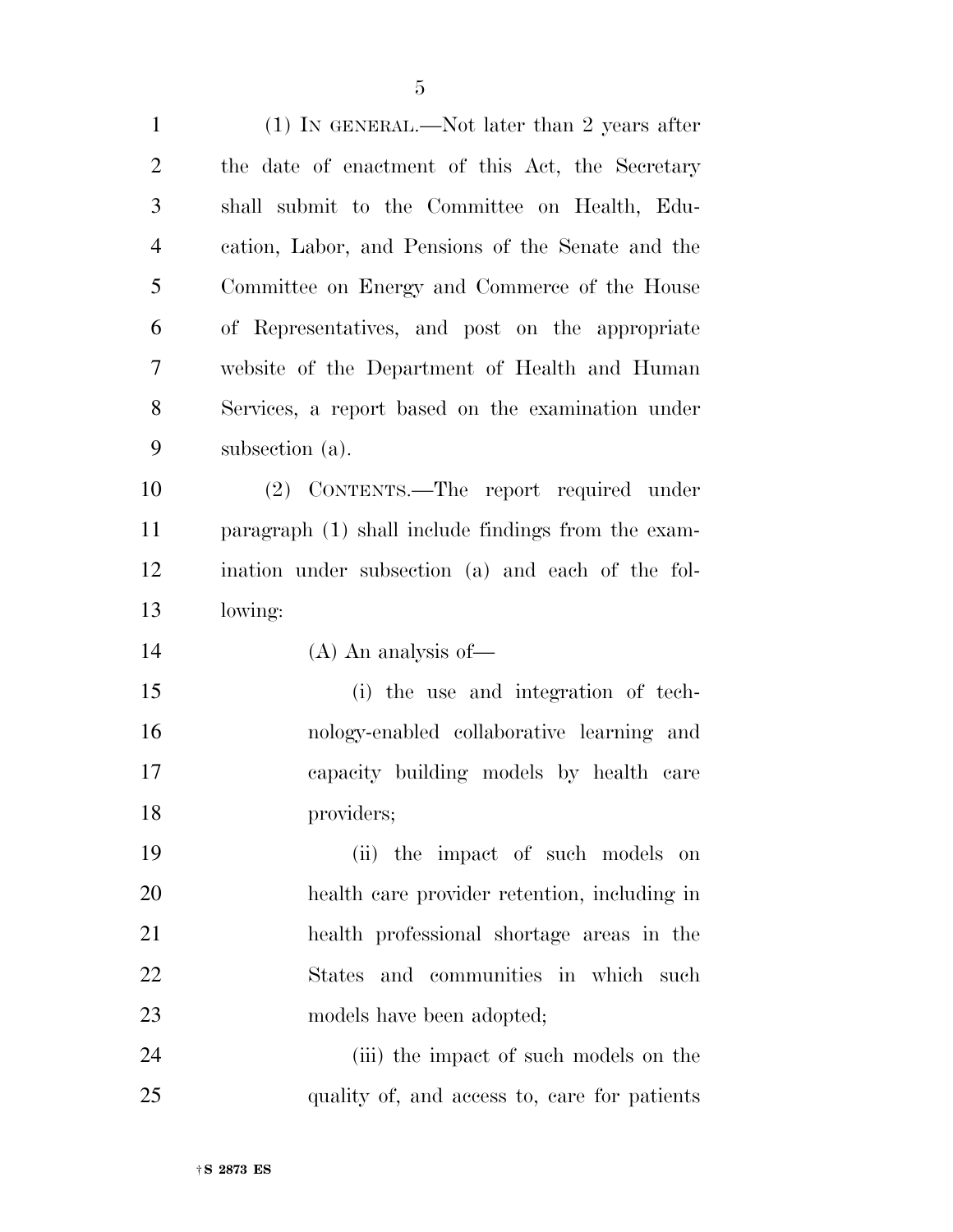(1) IN GENERAL.—Not later than 2 years after the date of enactment of this Act, the Secretary shall submit to the Committee on Health, Education, Labor, and Pensions of the Senate and the Committee on Energy and Commerce of the House of Representatives, and post on the appropriate website of the Department of Health and Human Services, a report based on the examination under subsection (a).

(2) CONTENTS.—The report required under paragraph (1) shall include findings from the examination under subsection (a) and each of the following:

(A) An analysis of—

(i) the use and integration of technology-enabled collaborative learning and capacity building models by health care providers;

(ii) the impact of such models on health care provider retention, including in health professional shortage areas in the States and communities in which such models have been adopted;

(iii) the impact of such models on the quality of, and access to, care for patients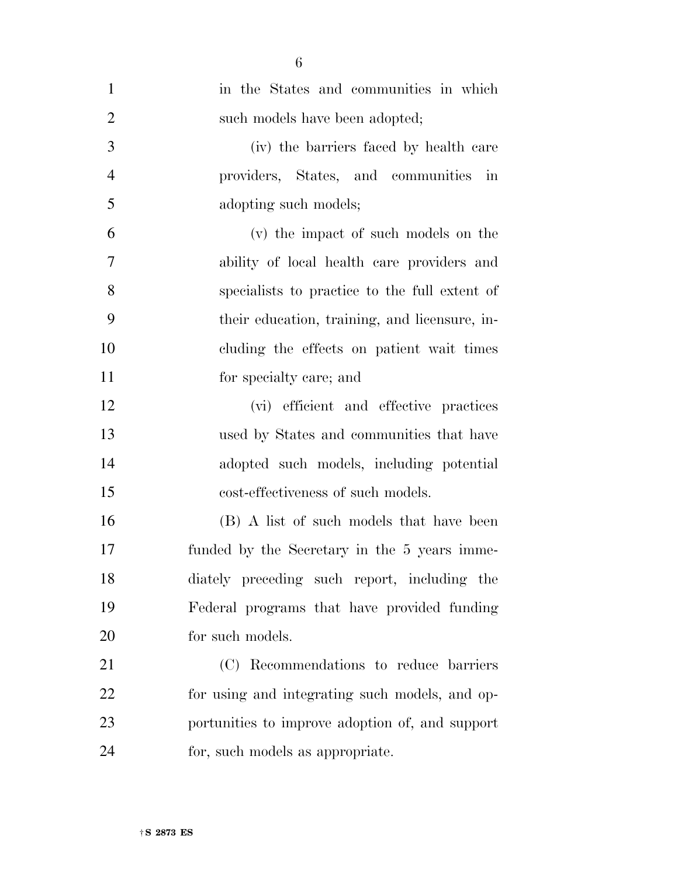in the States and communities in which such models have been adopted;

(iv) the barriers faced by health care providers, States, and communities in adopting such models;

(v) the impact of such models on the ability of local health care providers and specialists to practice to the full extent of their education, training, and licensure, including the effects on patient wait times for specialty care; and

(vi) efficient and effective practices used by States and communities that have adopted such models, including potential cost-effectiveness of such models.

(B) A list of such models that have been funded by the Secretary in the 5 years immediately preceding such report, including the Federal programs that have provided funding for such models.

(C) Recommendations to reduce barriers for using and integrating such models, and opportunities to improve adoption of, and support for, such models as appropriate.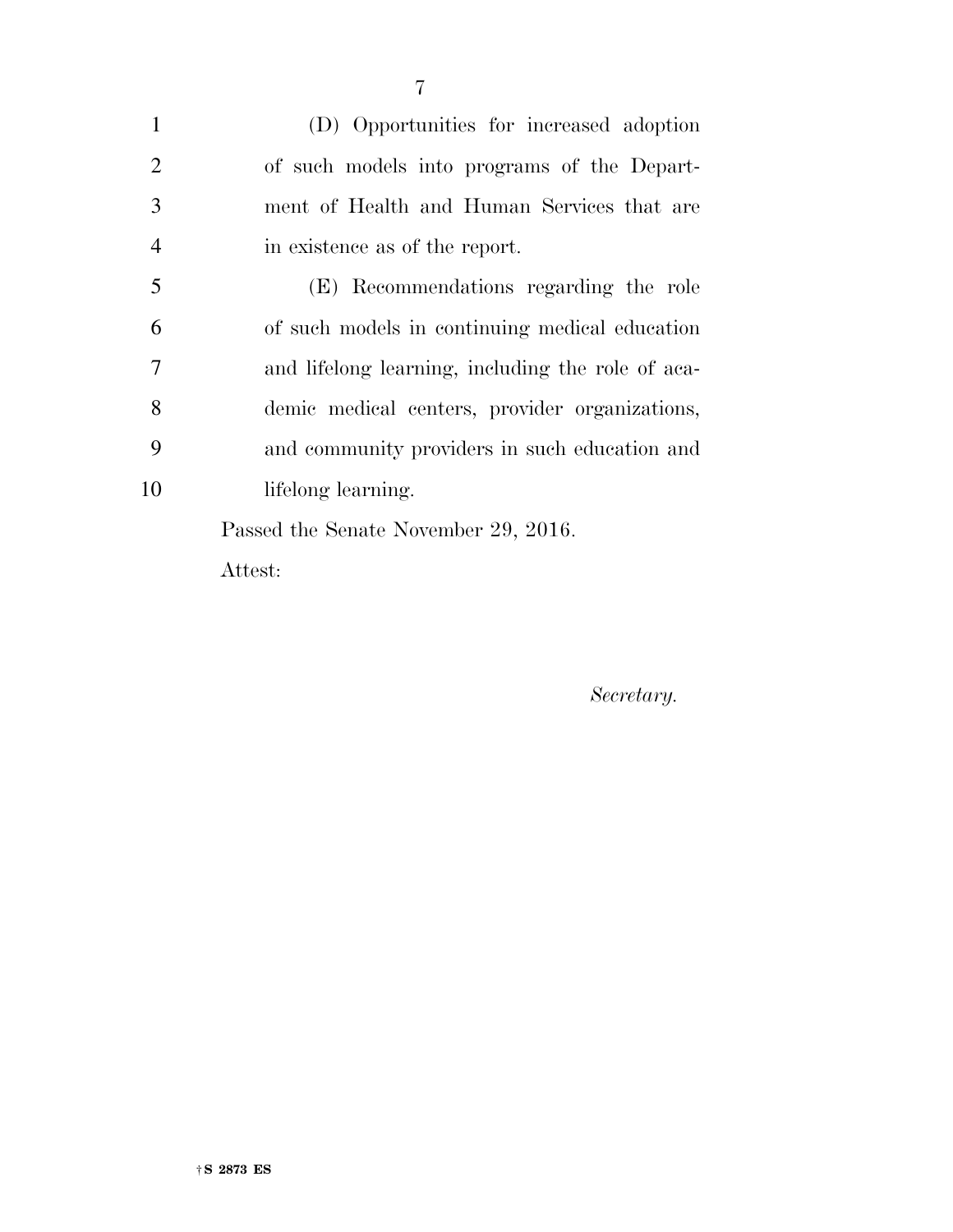(D) Opportunities for increased adoption of such models into programs of the Department of Health and Human Services that are in existence as of the report.

(E) Recommendations regarding the role of such models in continuing medical education and lifelong learning, including the role of academic medical centers, provider organizations, and community providers in such education and lifelong learning.

Passed the Senate November 29, 2016.

Attest:

*Secretary.*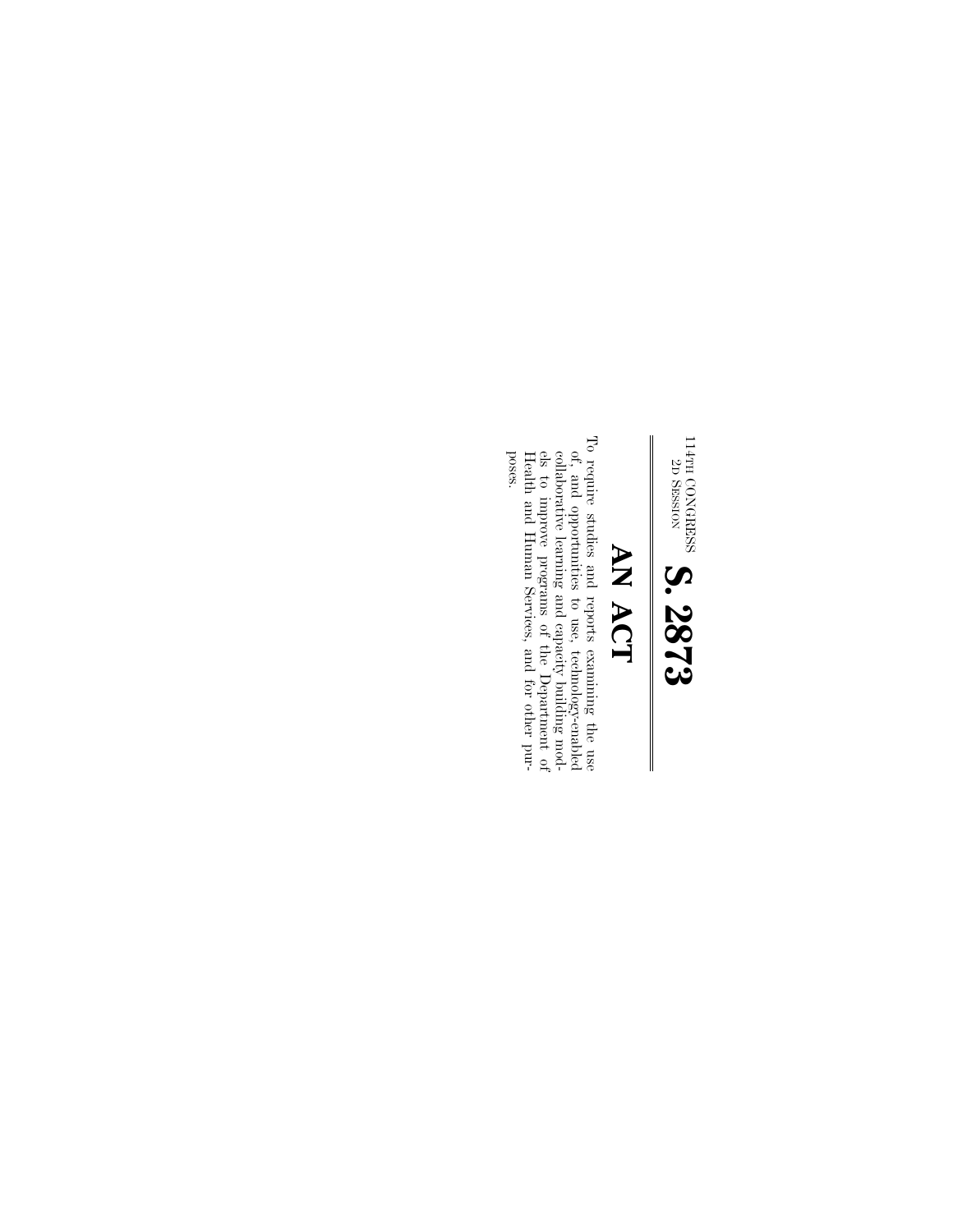114TH CONGRESS
2D SESSION

# S. 2873

# AN ACT

To require studies and reports examining the use of, and opportunities to use, technology-enabled collaborative learning and capacity building models to improve programs of the Department of Health and Human Services, and for other purposes.